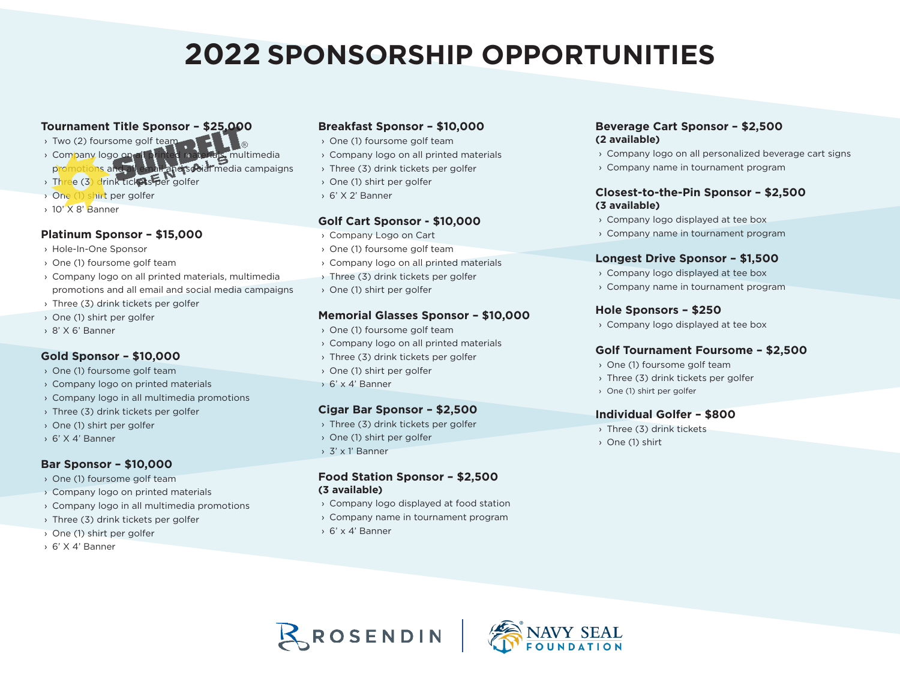# 2022 SPONSORSHIP OPPORTUNITIES

### Tournament Title Sponsor – $25,000

- Two (2) foursome golf team
- Company logo on all printed materials, multimedia promotions and all email and social media campaigns
- Three (3) drink tickets per golfer
- One (1) shirt per golfer
- 10' X 8' Banner

### Platinum Sponsor – $15,000

- Hole-In-One Sponsor
- One (1) foursome golf team
- Company logo on all printed materials, multimedia promotions and all email and social media campaigns
- Three (3) drink tickets per golfer
- One (1) shirt per golfer
- 8' X 6' Banner

### Gold Sponsor – $10,000

- One (1) foursome golf team
- Company logo on printed materials
- Company logo in all multimedia promotions
- Three (3) drink tickets per golfer
- One (1) shirt per golfer
- 6' X 4' Banner

### Bar Sponsor – $10,000

- One (1) foursome golf team
- Company logo on printed materials
- Company logo in all multimedia promotions
- Three (3) drink tickets per golfer
- One (1) shirt per golfer
- 6' X 4' Banner

### Breakfast Sponsor – $10,000

- One (1) foursome golf team
- Company logo on all printed materials
- Three (3) drink tickets per golfer
- One (1) shirt per golfer
- 6' X 2' Banner

### Golf Cart Sponsor - $10,000

- Company Logo on Cart
- One (1) foursome golf team
- Company logo on all printed materials
- Three (3) drink tickets per golfer
- One (1) shirt per golfer

### Memorial Glasses Sponsor – $10,000

- One (1) foursome golf team
- Company logo on all printed materials
- Three (3) drink tickets per golfer
- One (1) shirt per golfer
- 6' x 4' Banner

### Cigar Bar Sponsor – $2,500

- Three (3) drink tickets per golfer
- One (1) shirt per golfer
- 3' x 1' Banner

### Food Station Sponsor – $2,500
**(3 available)**

- Company logo displayed at food station
- Company name in tournament program
- 6' x 4' Banner

### Beverage Cart Sponsor – $2,500
**(2 available)**

- Company logo on all personalized beverage cart signs
- Company name in tournament program

### Closest-to-the-Pin Sponsor – $2,500
**(3 available)**

- Company logo displayed at tee box
- Company name in tournament program

### Longest Drive Sponsor – $1,500

- Company logo displayed at tee box
- Company name in tournament program

### Hole Sponsors – $250

- Company logo displayed at tee box

### Golf Tournament Foursome – $2,500

- One (1) foursome golf team
- Three (3) drink tickets per golfer
- One (1) shirt per golfer

### Individual Golfer – $800

- Three (3) drink tickets
- One (1) shirt

ROSENDIN | NAVY SEAL FOUNDATION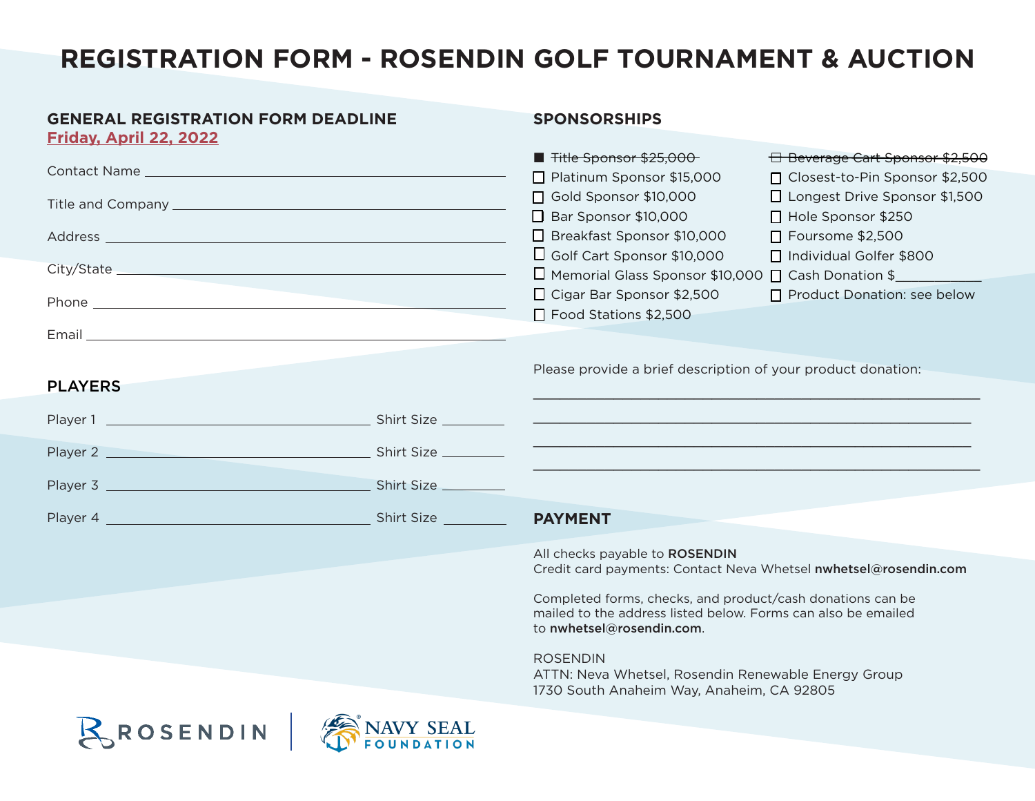# REGISTRATION FORM - ROSENDIN GOLF TOURNAMENT & AUCTION

## GENERAL REGISTRATION FORM DEADLINE

**Friday, April 22, 2022**

Contact Name ______________________________

Title and Company ______________________________

Address ______________________________

City/State ______________________________

Phone ______________________________

Email ______________________________

## PLAYERS

Player 1 ______________________________ Shirt Size __________

Player 2 ______________________________ Shirt Size __________

Player 3 ______________________________ Shirt Size __________

Player 4 ______________________________ Shirt Size __________

## SPONSORSHIPS

- ■ ~~Title Sponsor $25,000~~
- ☐ Platinum Sponsor $15,000
- ☐ Gold Sponsor $10,000
- ☐ Bar Sponsor $10,000
- ☐ Breakfast Sponsor $10,000
- ☐ Golf Cart Sponsor $10,000
- ☐ Memorial Glass Sponsor $10,000
- ☐ Cigar Bar Sponsor $2,500
- ☐ Food Stations $2,500
- ☐ ~~Beverage Cart Sponsor $2,500~~
- ☐ Closest-to-Pin Sponsor $2,500
- ☐ Longest Drive Sponsor $1,500
- ☐ Hole Sponsor $250
- ☐ Foursome $2,500
- ☐ Individual Golfer $800
- ☐ Cash Donation $____________
- ☐ Product Donation: see below

Please provide a brief description of your product donation:

______________________________________________________________

______________________________________________________________

______________________________________________________________

______________________________________________________________

## PAYMENT

All checks payable to **ROSENDIN**
Credit card payments: Contact Neva Whetsel **nwhetsel@rosendin.com**

Completed forms, checks, and product/cash donations can be mailed to the address listed below. Forms can also be emailed to **nwhetsel@rosendin.com**.

ROSENDIN
ATTN: Neva Whetsel, Rosendin Renewable Energy Group
1730 South Anaheim Way, Anaheim, CA 92805

ROSENDIN | NAVY SEAL FOUNDATION